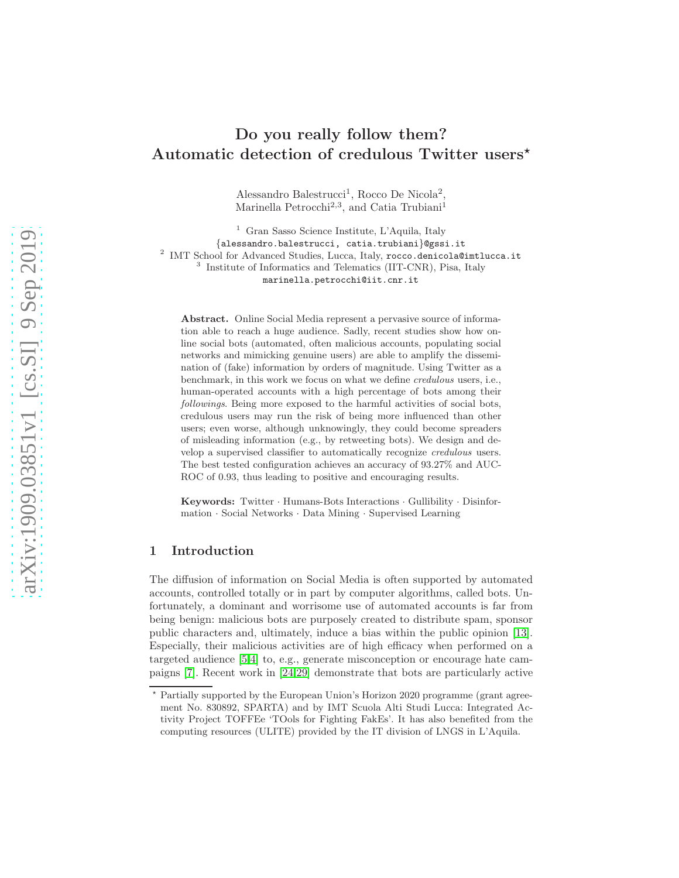# Do you really follow them? Automatic detection of credulous Twitter users*

Alessandro Balestrucci[1], Rocco De Nicola[2], Marinella Petrocchi[2,3], and Catia Trubiani[1]

[1] Gran Sasso Science Institute, L'Aquila, Italy
{alessandro.balestrucci, catia.trubiani}@gssi.it
[2] IMT School for Advanced Studies, Lucca, Italy, rocco.denicola@imtlucca.it
[3] Institute of Informatics and Telematics (IIT-CNR), Pisa, Italy
marinella.petrocchi@iit.cnr.it

**Abstract.** Online Social Media represent a pervasive source of information able to reach a huge audience. Sadly, recent studies show how online social bots (automated, often malicious accounts, populating social networks and mimicking genuine users) are able to amplify the dissemination of (fake) information by orders of magnitude. Using Twitter as a benchmark, in this work we focus on what we define *credulous* users, i.e., human-operated accounts with a high percentage of bots among their *followings*. Being more exposed to the harmful activities of social bots, credulous users may run the risk of being more influenced than other users; even worse, although unknowingly, they could become spreaders of misleading information (e.g., by retweeting bots). We design and develop a supervised classifier to automatically recognize *credulous* users. The best tested configuration achieves an accuracy of 93.27% and AUC-ROC of 0.93, thus leading to positive and encouraging results.

**Keywords:** Twitter · Humans-Bots Interactions · Gullibility · Disinformation · Social Networks · Data Mining · Supervised Learning

## 1 Introduction

The diffusion of information on Social Media is often supported by automated accounts, controlled totally or in part by computer algorithms, called bots. Unfortunately, a dominant and worrisome use of automated accounts is far from being benign: malicious bots are purposely created to distribute spam, sponsor public characters and, ultimately, induce a bias within the public opinion [13]. Especially, their malicious activities are of high efficacy when performed on a targeted audience [5,4] to, e.g., generate misconception or encourage hate campaigns [7]. Recent work in [24,29] demonstrate that bots are particularly active

---

* Partially supported by the European Union's Horizon 2020 programme (grant agreement No. 830892, SPARTA) and by IMT Scuola Alti Studi Lucca: Integrated Activity Project TOFFEe 'TOols for Fighting FakEs'. It has also benefited from the computing resources (ULITE) provided by the IT division of LNGS in L'Aquila.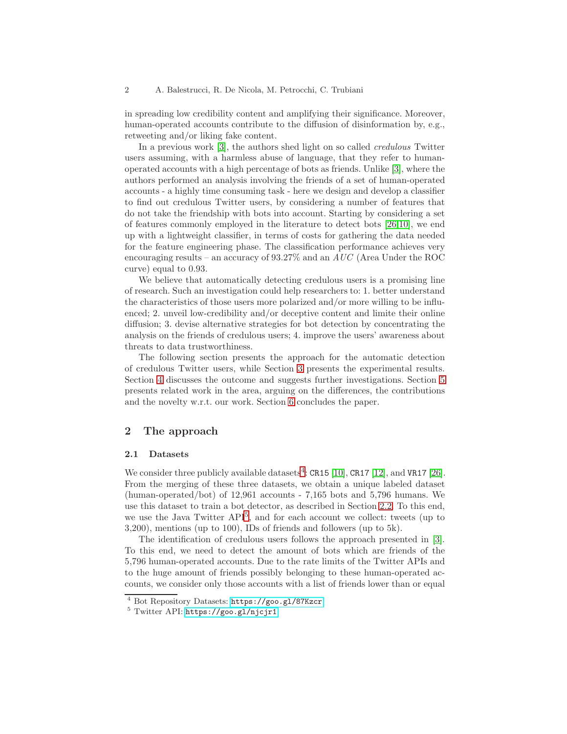in spreading low credibility content and amplifying their significance. Moreover, human-operated accounts contribute to the diffusion of disinformation by, e.g., retweeting and/or liking fake content.

In a previous work [3], the authors shed light on so called *credulous* Twitter users assuming, with a harmless abuse of language, that they refer to human-operated accounts with a high percentage of bots as friends. Unlike [3], where the authors performed an analysis involving the friends of a set of human-operated accounts - a highly time consuming task - here we design and develop a classifier to find out credulous Twitter users, by considering a number of features that do not take the friendship with bots into account. Starting by considering a set of features commonly employed in the literature to detect bots [26,10], we end up with a lightweight classifier, in terms of costs for gathering the data needed for the feature engineering phase. The classification performance achieves very encouraging results – an accuracy of 93.27% and an $AUC$ (Area Under the ROC curve) equal to 0.93.

We believe that automatically detecting credulous users is a promising line of research. Such an investigation could help researchers to: 1. better understand the characteristics of those users more polarized and/or more willing to be influenced; 2. unveil low-credibility and/or deceptive content and limite their online diffusion; 3. devise alternative strategies for bot detection by concentrating the analysis on the friends of credulous users; 4. improve the users' awareness about threats to data trustworthiness.

The following section presents the approach for the automatic detection of credulous Twitter users, while Section 3 presents the experimental results. Section 4 discusses the outcome and suggests further investigations. Section 5 presents related work in the area, arguing on the differences, the contributions and the novelty w.r.t. our work. Section 6 concludes the paper.

## 2 The approach

### 2.1 Datasets

We consider three publicly available datasets[4]: `CR15` [10], `CR17` [12], and `VR17` [26]. From the merging of these three datasets, we obtain a unique labeled dataset (human-operated/bot) of 12,961 accounts - 7,165 bots and 5,796 humans. We use this dataset to train a bot detector, as described in Section 2.2. To this end, we use the Java Twitter API[5], and for each account we collect: tweets (up to 3,200), mentions (up to 100), IDs of friends and followers (up to 5k).

The identification of credulous users follows the approach presented in [3]. To this end, we need to detect the amount of bots which are friends of the 5,796 human-operated accounts. Due to the rate limits of the Twitter APIs and to the huge amount of friends possibly belonging to these human-operated accounts, we consider only those accounts with a list of friends lower than or equal

[4] Bot Repository Datasets: https://goo.gl/87Kzcr

[5] Twitter API: https://goo.gl/njcjr1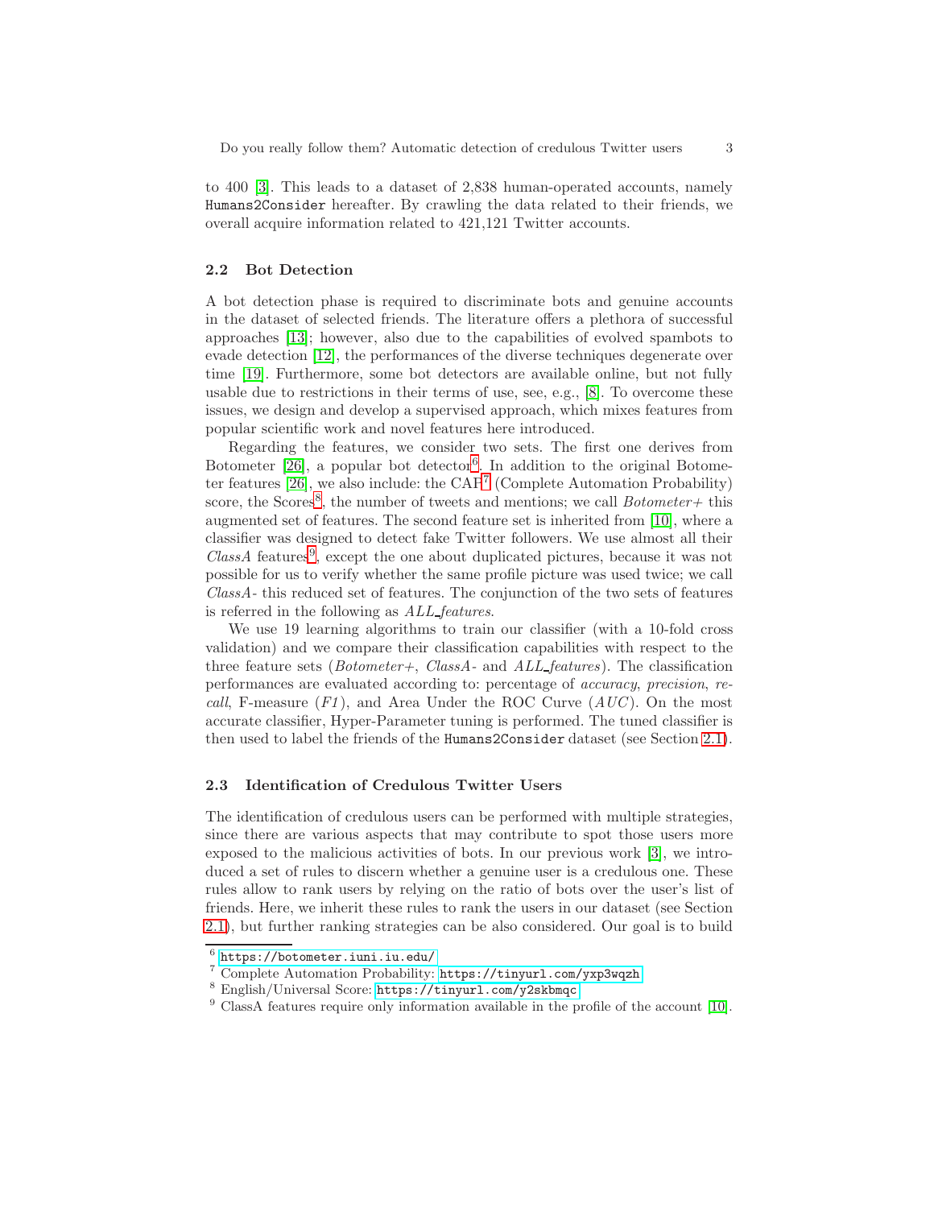to 400 [3]. This leads to a dataset of 2,838 human-operated accounts, namely `Humans2Consider` hereafter. By crawling the data related to their friends, we overall acquire information related to 421,121 Twitter accounts.

### 2.2 Bot Detection

A bot detection phase is required to discriminate bots and genuine accounts in the dataset of selected friends. The literature offers a plethora of successful approaches [13]; however, also due to the capabilities of evolved spambots to evade detection [12], the performances of the diverse techniques degenerate over time [19]. Furthermore, some bot detectors are available online, but not fully usable due to restrictions in their terms of use, see, e.g., [8]. To overcome these issues, we design and develop a supervised approach, which mixes features from popular scientific work and novel features here introduced.

Regarding the features, we consider two sets. The first one derives from Botometer [26], a popular bot detector[6]. In addition to the original Botometer features [26], we also include: the CAP[7] (Complete Automation Probability) score, the Scores[8], the number of tweets and mentions; we call *Botometer+* this augmented set of features. The second feature set is inherited from [10], where a classifier was designed to detect fake Twitter followers. We use almost all their *ClassA* features[9], except the one about duplicated pictures, because it was not possible for us to verify whether the same profile picture was used twice; we call *ClassA-* this reduced set of features. The conjunction of the two sets of features is referred in the following as *ALL_features*.

We use 19 learning algorithms to train our classifier (with a 10-fold cross validation) and we compare their classification capabilities with respect to the three feature sets (*Botometer+*, *ClassA-* and *ALL_features*). The classification performances are evaluated according to: percentage of *accuracy*, *precision*, *recall*, F-measure (*F1*), and Area Under the ROC Curve (*AUC*). On the most accurate classifier, Hyper-Parameter tuning is performed. The tuned classifier is then used to label the friends of the `Humans2Consider` dataset (see Section 2.1).

### 2.3 Identification of Credulous Twitter Users

The identification of credulous users can be performed with multiple strategies, since there are various aspects that may contribute to spot those users more exposed to the malicious activities of bots. In our previous work [3], we introduced a set of rules to discern whether a genuine user is a credulous one. These rules allow to rank users by relying on the ratio of bots over the user's list of friends. Here, we inherit these rules to rank the users in our dataset (see Section 2.1), but further ranking strategies can be also considered. Our goal is to build

---

[6] https://botometer.iuni.iu.edu/

[7] Complete Automation Probability: https://tinyurl.com/yxp3wqzh

[8] English/Universal Score: https://tinyurl.com/y2skbmqc

[9] ClassA features require only information available in the profile of the account [10].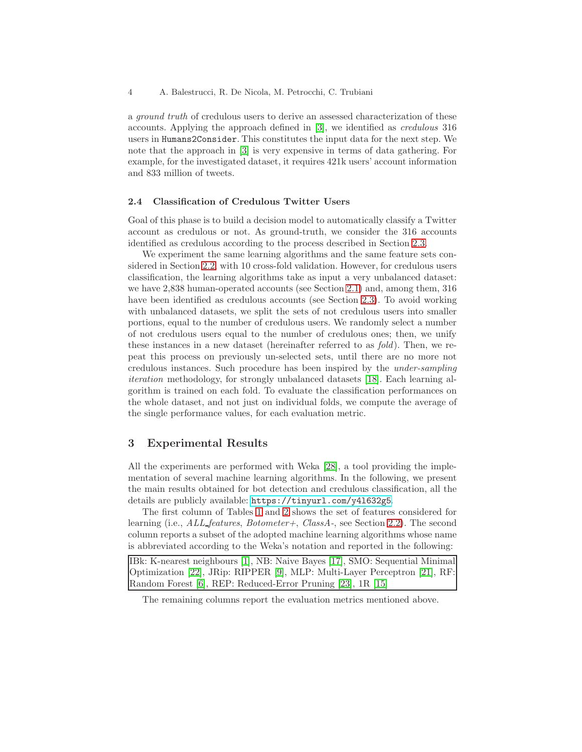a *ground truth* of credulous users to derive an assessed characterization of these accounts. Applying the approach defined in [3], we identified as *credulous* 316 users in Humans2Consider. This constitutes the input data for the next step. We note that the approach in [3] is very expensive in terms of data gathering. For example, for the investigated dataset, it requires 421k users' account information and 833 million of tweets.

### 2.4 Classification of Credulous Twitter Users

Goal of this phase is to build a decision model to automatically classify a Twitter account as credulous or not. As ground-truth, we consider the 316 accounts identified as credulous according to the process described in Section 2.3.

We experiment the same learning algorithms and the same feature sets considered in Section 2.2, with 10 cross-fold validation. However, for credulous users classification, the learning algorithms take as input a very unbalanced dataset: we have 2,838 human-operated accounts (see Section 2.1) and, among them, 316 have been identified as credulous accounts (see Section 2.3). To avoid working with unbalanced datasets, we split the sets of not credulous users into smaller portions, equal to the number of credulous users. We randomly select a number of not credulous users equal to the number of credulous ones; then, we unify these instances in a new dataset (hereinafter referred to as *fold*). Then, we repeat this process on previously un-selected sets, until there are no more not credulous instances. Such procedure has been inspired by the *under-sampling iteration* methodology, for strongly unbalanced datasets [18]. Each learning algorithm is trained on each fold. To evaluate the classification performances on the whole dataset, and not just on individual folds, we compute the average of the single performance values, for each evaluation metric.

## 3 Experimental Results

All the experiments are performed with Weka [28], a tool providing the implementation of several machine learning algorithms. In the following, we present the main results obtained for bot detection and credulous classification, all the details are publicly available: https://tinyurl.com/y4l632g5.

The first column of Tables 1 and 2 shows the set of features considered for learning (i.e., *ALL_features*, *Botometer+*, *ClassA-*, see Section 2.2). The second column reports a subset of the adopted machine learning algorithms whose name is abbreviated according to the Weka's notation and reported in the following:

IBk: K-nearest neighbours [1], NB: Naive Bayes [17], SMO: Sequential Minimal Optimization [22], JRip: RIPPER [9], MLP: Multi-Layer Perceptron [21], RF: Random Forest [6], REP: Reduced-Error Pruning [23], 1R [15]

The remaining columns report the evaluation metrics mentioned above.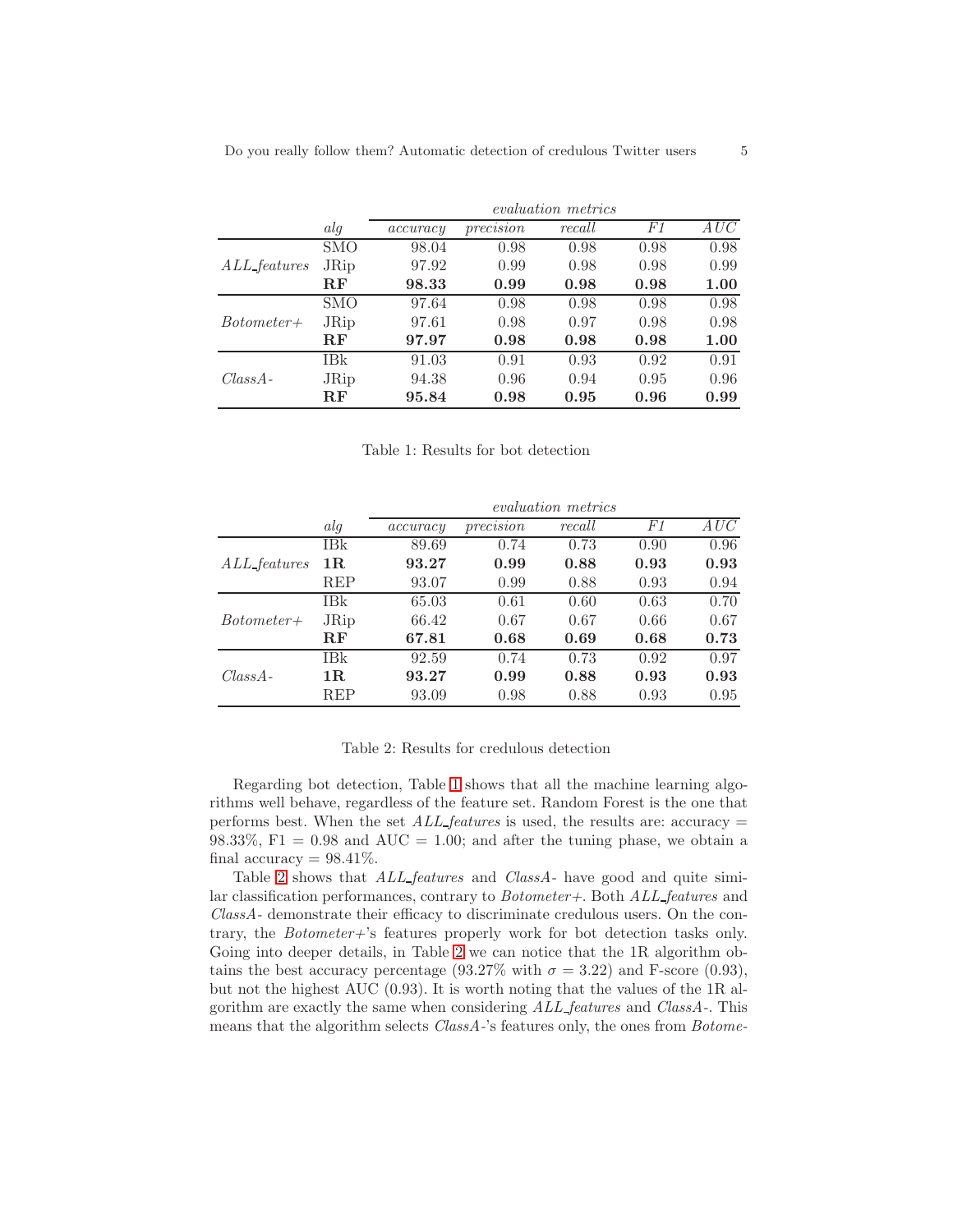| | *alg* | *evaluation metrics* | | | | |
|---|---|---|---|---|---|---|
| | | *accuracy* | *precision* | *recall* | *F1* | *AUC* |
| *ALL_features* | SMO | 98.04 | 0.98 | 0.98 | 0.98 | 0.98 |
| | JRip | 97.92 | 0.99 | 0.98 | 0.98 | 0.99 |
| | **RF** | **98.33** | **0.99** | **0.98** | **0.98** | **1.00** |
| *Botometer+* | SMO | 97.64 | 0.98 | 0.98 | 0.98 | 0.98 |
| | JRip | 97.61 | 0.98 | 0.97 | 0.98 | 0.98 |
| | **RF** | **97.97** | **0.98** | **0.98** | **0.98** | **1.00** |
| *ClassA-* | IBk | 91.03 | 0.91 | 0.93 | 0.92 | 0.91 |
| | JRip | 94.38 | 0.96 | 0.94 | 0.95 | 0.96 |
| | **RF** | **95.84** | **0.98** | **0.95** | **0.96** | **0.99** |

Table 1: Results for bot detection

| | *alg* | *evaluation metrics* | | | | |
|---|---|---|---|---|---|---|
| | | *accuracy* | *precision* | *recall* | *F1* | *AUC* |
| *ALL_features* | IBk | 89.69 | 0.74 | 0.73 | 0.90 | 0.96 |
| | **1R** | **93.27** | **0.99** | **0.88** | **0.93** | **0.93** |
| | REP | 93.07 | 0.99 | 0.88 | 0.93 | 0.94 |
| *Botometer+* | IBk | 65.03 | 0.61 | 0.60 | 0.63 | 0.70 |
| | JRip | 66.42 | 0.67 | 0.67 | 0.66 | 0.67 |
| | **RF** | **67.81** | **0.68** | **0.69** | **0.68** | **0.73** |
| *ClassA-* | IBk | 92.59 | 0.74 | 0.73 | 0.92 | 0.97 |
| | **1R** | **93.27** | **0.99** | **0.88** | **0.93** | **0.93** |
| | REP | 93.09 | 0.98 | 0.88 | 0.93 | 0.95 |

Table 2: Results for credulous detection

Regarding bot detection, Table 1 shows that all the machine learning algorithms well behave, regardless of the feature set. Random Forest is the one that performs best. When the set *ALL_features* is used, the results are: accuracy = 98.33%, F1 = 0.98 and AUC = 1.00; and after the tuning phase, we obtain a final accuracy = 98.41%.

Table 2 shows that *ALL_features* and *ClassA-* have good and quite similar classification performances, contrary to *Botometer+*. Both *ALL_features* and *ClassA-* demonstrate their efficacy to discriminate credulous users. On the contrary, the *Botometer+*'s features properly work for bot detection tasks only. Going into deeper details, in Table 2 we can notice that the 1R algorithm obtains the best accuracy percentage (93.27% with $\sigma = 3.22$) and F-score (0.93), but not the highest AUC (0.93). It is worth noting that the values of the 1R algorithm are exactly the same when considering *ALL_features* and *ClassA-*. This means that the algorithm selects *ClassA-*'s features only, the ones from *Botome-*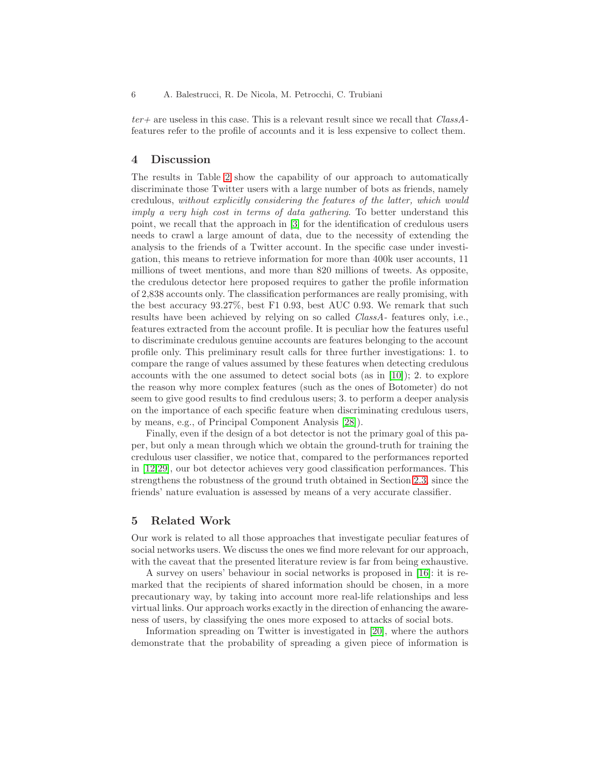*ter+* are useless in this case. This is a relevant result since we recall that *ClassA*-features refer to the profile of accounts and it is less expensive to collect them.

## 4 Discussion

The results in Table 2 show the capability of our approach to automatically discriminate those Twitter users with a large number of bots as friends, namely credulous, *without explicitly considering the features of the latter, which would imply a very high cost in terms of data gathering*. To better understand this point, we recall that the approach in [3] for the identification of credulous users needs to crawl a large amount of data, due to the necessity of extending the analysis to the friends of a Twitter account. In the specific case under investigation, this means to retrieve information for more than 400k user accounts, 11 millions of tweet mentions, and more than 820 millions of tweets. As opposite, the credulous detector here proposed requires to gather the profile information of 2,838 accounts only. The classification performances are really promising, with the best accuracy 93.27%, best F1 0.93, best AUC 0.93. We remark that such results have been achieved by relying on so called *ClassA*- features only, i.e., features extracted from the account profile. It is peculiar how the features useful to discriminate credulous genuine accounts are features belonging to the account profile only. This preliminary result calls for three further investigations: 1. to compare the range of values assumed by these features when detecting credulous accounts with the one assumed to detect social bots (as in [10]); 2. to explore the reason why more complex features (such as the ones of Botometer) do not seem to give good results to find credulous users; 3. to perform a deeper analysis on the importance of each specific feature when discriminating credulous users, by means, e.g., of Principal Component Analysis [28]).

Finally, even if the design of a bot detector is not the primary goal of this paper, but only a mean through which we obtain the ground-truth for training the credulous user classifier, we notice that, compared to the performances reported in [12,29], our bot detector achieves very good classification performances. This strengthens the robustness of the ground truth obtained in Section 2.3, since the friends' nature evaluation is assessed by means of a very accurate classifier.

## 5 Related Work

Our work is related to all those approaches that investigate peculiar features of social networks users. We discuss the ones we find more relevant for our approach, with the caveat that the presented literature review is far from being exhaustive.

A survey on users' behaviour in social networks is proposed in [16]: it is remarked that the recipients of shared information should be chosen, in a more precautionary way, by taking into account more real-life relationships and less virtual links. Our approach works exactly in the direction of enhancing the awareness of users, by classifying the ones more exposed to attacks of social bots.

Information spreading on Twitter is investigated in [20], where the authors demonstrate that the probability of spreading a given piece of information is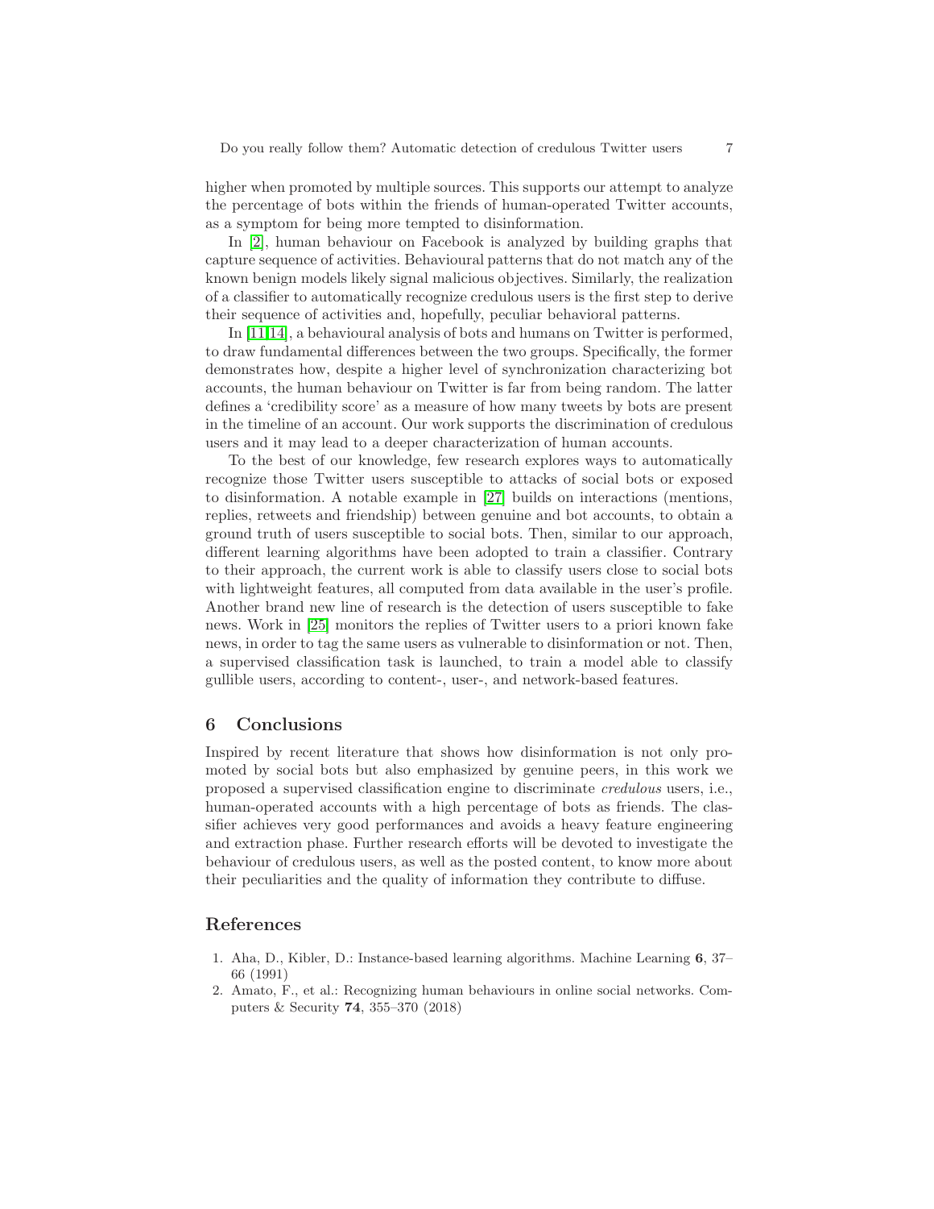higher when promoted by multiple sources. This supports our attempt to analyze the percentage of bots within the friends of human-operated Twitter accounts, as a symptom for being more tempted to disinformation.

In [2], human behaviour on Facebook is analyzed by building graphs that capture sequence of activities. Behavioural patterns that do not match any of the known benign models likely signal malicious objectives. Similarly, the realization of a classifier to automatically recognize credulous users is the first step to derive their sequence of activities and, hopefully, peculiar behavioral patterns.

In [11,14], a behavioural analysis of bots and humans on Twitter is performed, to draw fundamental differences between the two groups. Specifically, the former demonstrates how, despite a higher level of synchronization characterizing bot accounts, the human behaviour on Twitter is far from being random. The latter defines a 'credibility score' as a measure of how many tweets by bots are present in the timeline of an account. Our work supports the discrimination of credulous users and it may lead to a deeper characterization of human accounts.

To the best of our knowledge, few research explores ways to automatically recognize those Twitter users susceptible to attacks of social bots or exposed to disinformation. A notable example in [27] builds on interactions (mentions, replies, retweets and friendship) between genuine and bot accounts, to obtain a ground truth of users susceptible to social bots. Then, similar to our approach, different learning algorithms have been adopted to train a classifier. Contrary to their approach, the current work is able to classify users close to social bots with lightweight features, all computed from data available in the user's profile. Another brand new line of research is the detection of users susceptible to fake news. Work in [25] monitors the replies of Twitter users to a priori known fake news, in order to tag the same users as vulnerable to disinformation or not. Then, a supervised classification task is launched, to train a model able to classify gullible users, according to content-, user-, and network-based features.

## 6 Conclusions

Inspired by recent literature that shows how disinformation is not only promoted by social bots but also emphasized by genuine peers, in this work we proposed a supervised classification engine to discriminate *credulous* users, i.e., human-operated accounts with a high percentage of bots as friends. The classifier achieves very good performances and avoids a heavy feature engineering and extraction phase. Further research efforts will be devoted to investigate the behaviour of credulous users, as well as the posted content, to know more about their peculiarities and the quality of information they contribute to diffuse.

## References

1. Aha, D., Kibler, D.: Instance-based learning algorithms. Machine Learning **6**, 37–66 (1991)
2. Amato, F., et al.: Recognizing human behaviours in online social networks. Computers & Security **74**, 355–370 (2018)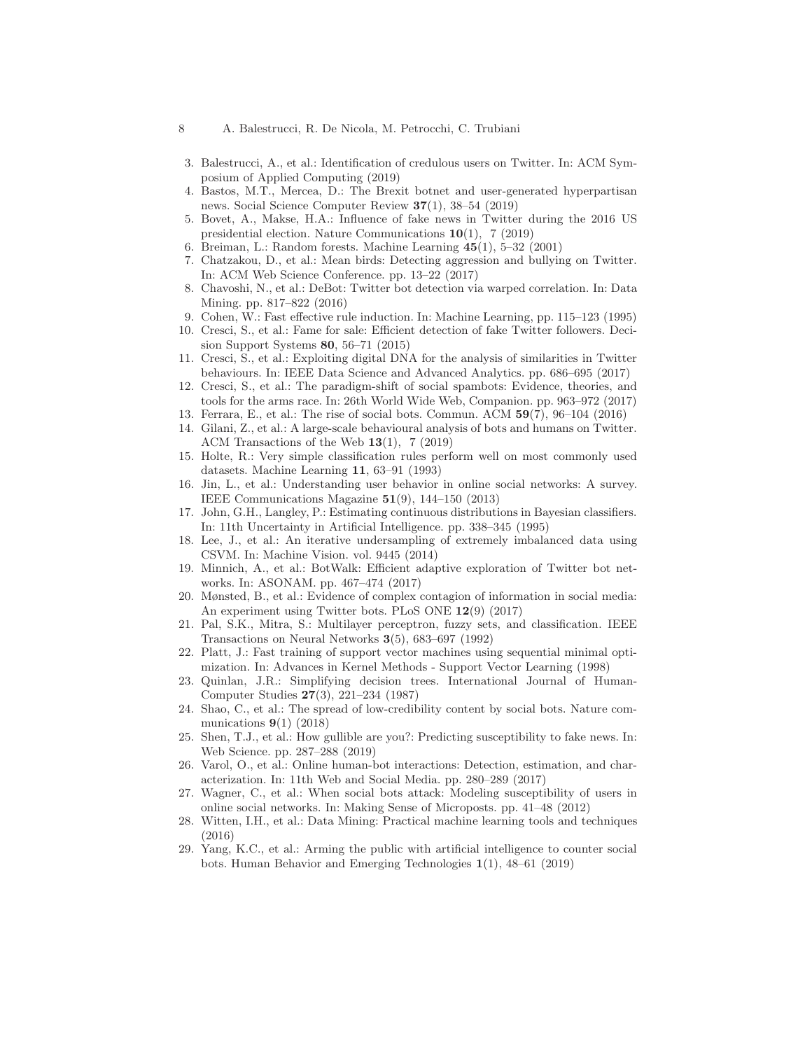3. Balestrucci, A., et al.: Identification of credulous users on Twitter. In: ACM Symposium of Applied Computing (2019)
4. Bastos, M.T., Mercea, D.: The Brexit botnet and user-generated hyperpartisan news. Social Science Computer Review **37**(1), 38–54 (2019)
5. Bovet, A., Makse, H.A.: Influence of fake news in Twitter during the 2016 US presidential election. Nature Communications **10**(1), 7 (2019)
6. Breiman, L.: Random forests. Machine Learning **45**(1), 5–32 (2001)
7. Chatzakou, D., et al.: Mean birds: Detecting aggression and bullying on Twitter. In: ACM Web Science Conference. pp. 13–22 (2017)
8. Chavoshi, N., et al.: DeBot: Twitter bot detection via warped correlation. In: Data Mining. pp. 817–822 (2016)
9. Cohen, W.: Fast effective rule induction. In: Machine Learning, pp. 115–123 (1995)
10. Cresci, S., et al.: Fame for sale: Efficient detection of fake Twitter followers. Decision Support Systems **80**, 56–71 (2015)
11. Cresci, S., et al.: Exploiting digital DNA for the analysis of similarities in Twitter behaviours. In: IEEE Data Science and Advanced Analytics. pp. 686–695 (2017)
12. Cresci, S., et al.: The paradigm-shift of social spambots: Evidence, theories, and tools for the arms race. In: 26th World Wide Web, Companion. pp. 963–972 (2017)
13. Ferrara, E., et al.: The rise of social bots. Commun. ACM **59**(7), 96–104 (2016)
14. Gilani, Z., et al.: A large-scale behavioural analysis of bots and humans on Twitter. ACM Transactions of the Web **13**(1), 7 (2019)
15. Holte, R.: Very simple classification rules perform well on most commonly used datasets. Machine Learning **11**, 63–91 (1993)
16. Jin, L., et al.: Understanding user behavior in online social networks: A survey. IEEE Communications Magazine **51**(9), 144–150 (2013)
17. John, G.H., Langley, P.: Estimating continuous distributions in Bayesian classifiers. In: 11th Uncertainty in Artificial Intelligence. pp. 338–345 (1995)
18. Lee, J., et al.: An iterative undersampling of extremely imbalanced data using CSVM. In: Machine Vision. vol. 9445 (2014)
19. Minnich, A., et al.: BotWalk: Efficient adaptive exploration of Twitter bot networks. In: ASONAM. pp. 467–474 (2017)
20. Mønsted, B., et al.: Evidence of complex contagion of information in social media: An experiment using Twitter bots. PLoS ONE **12**(9) (2017)
21. Pal, S.K., Mitra, S.: Multilayer perceptron, fuzzy sets, and classification. IEEE Transactions on Neural Networks **3**(5), 683–697 (1992)
22. Platt, J.: Fast training of support vector machines using sequential minimal optimization. In: Advances in Kernel Methods - Support Vector Learning (1998)
23. Quinlan, J.R.: Simplifying decision trees. International Journal of Human-Computer Studies **27**(3), 221–234 (1987)
24. Shao, C., et al.: The spread of low-credibility content by social bots. Nature communications **9**(1) (2018)
25. Shen, T.J., et al.: How gullible are you?: Predicting susceptibility to fake news. In: Web Science. pp. 287–288 (2019)
26. Varol, O., et al.: Online human-bot interactions: Detection, estimation, and characterization. In: 11th Web and Social Media. pp. 280–289 (2017)
27. Wagner, C., et al.: When social bots attack: Modeling susceptibility of users in online social networks. In: Making Sense of Microposts. pp. 41–48 (2012)
28. Witten, I.H., et al.: Data Mining: Practical machine learning tools and techniques (2016)
29. Yang, K.C., et al.: Arming the public with artificial intelligence to counter social bots. Human Behavior and Emerging Technologies **1**(1), 48–61 (2019)